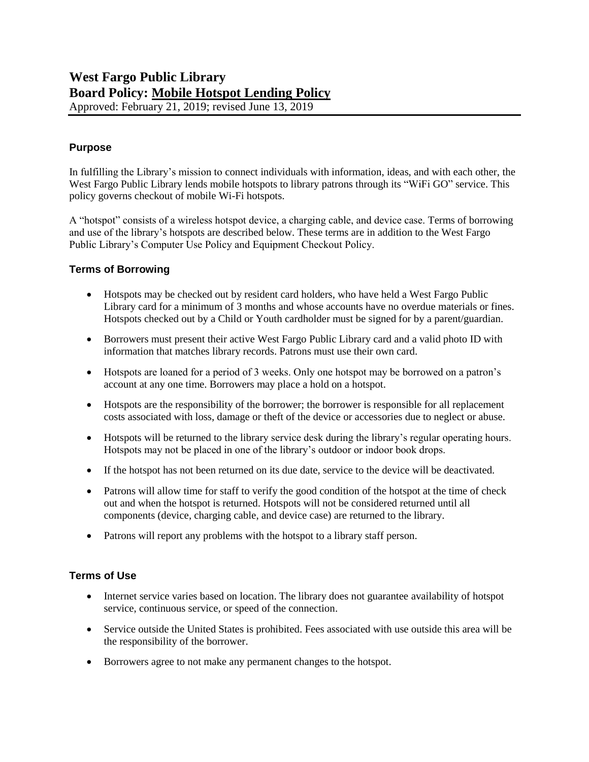# West Fargo Public Library
# Board Policy: Mobile Hotspot Lending Policy

Approved: February 21, 2019; revised June 13, 2019

## Purpose

In fulfilling the Library's mission to connect individuals with information, ideas, and with each other, the West Fargo Public Library lends mobile hotspots to library patrons through its "WiFi GO" service. This policy governs checkout of mobile Wi-Fi hotspots.

A "hotspot" consists of a wireless hotspot device, a charging cable, and device case. Terms of borrowing and use of the library's hotspots are described below. These terms are in addition to the West Fargo Public Library's Computer Use Policy and Equipment Checkout Policy.

## Terms of Borrowing

- Hotspots may be checked out by resident card holders, who have held a West Fargo Public Library card for a minimum of 3 months and whose accounts have no overdue materials or fines. Hotspots checked out by a Child or Youth cardholder must be signed for by a parent/guardian.
- Borrowers must present their active West Fargo Public Library card and a valid photo ID with information that matches library records. Patrons must use their own card.
- Hotspots are loaned for a period of 3 weeks. Only one hotspot may be borrowed on a patron's account at any one time. Borrowers may place a hold on a hotspot.
- Hotspots are the responsibility of the borrower; the borrower is responsible for all replacement costs associated with loss, damage or theft of the device or accessories due to neglect or abuse.
- Hotspots will be returned to the library service desk during the library's regular operating hours. Hotspots may not be placed in one of the library's outdoor or indoor book drops.
- If the hotspot has not been returned on its due date, service to the device will be deactivated.
- Patrons will allow time for staff to verify the good condition of the hotspot at the time of check out and when the hotspot is returned. Hotspots will not be considered returned until all components (device, charging cable, and device case) are returned to the library.
- Patrons will report any problems with the hotspot to a library staff person.

## Terms of Use

- Internet service varies based on location. The library does not guarantee availability of hotspot service, continuous service, or speed of the connection.
- Service outside the United States is prohibited. Fees associated with use outside this area will be the responsibility of the borrower.
- Borrowers agree to not make any permanent changes to the hotspot.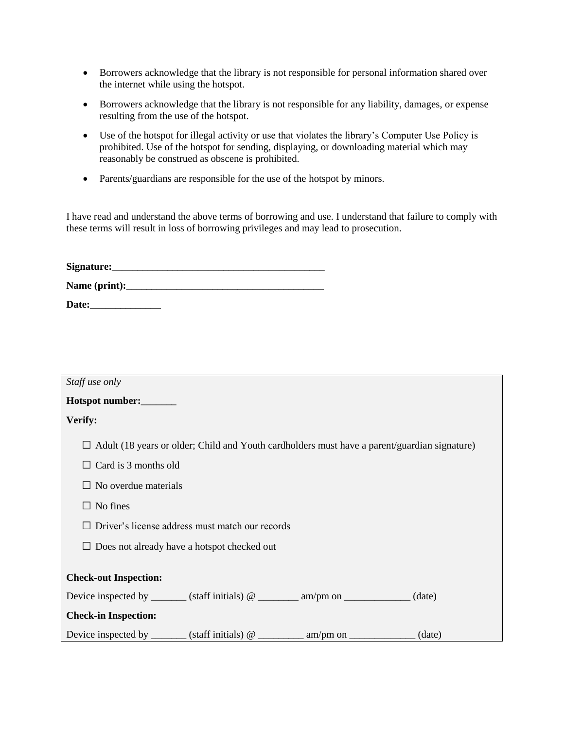- Borrowers acknowledge that the library is not responsible for personal information shared over the internet while using the hotspot.
- Borrowers acknowledge that the library is not responsible for any liability, damages, or expense resulting from the use of the hotspot.
- Use of the hotspot for illegal activity or use that violates the library's Computer Use Policy is prohibited. Use of the hotspot for sending, displaying, or downloading material which may reasonably be construed as obscene is prohibited.
- Parents/guardians are responsible for the use of the hotspot by minors.

I have read and understand the above terms of borrowing and use. I understand that failure to comply with these terms will result in loss of borrowing privileges and may lead to prosecution.

**Signature:___________________________________________**

**Name (print):________________________________________**

**Date:______________**

*Staff use only*

**Hotspot number:_______**

**Verify:**

☐ Adult (18 years or older; Child and Youth cardholders must have a parent/guardian signature)

☐ Card is 3 months old

☐ No overdue materials

☐ No fines

☐ Driver's license address must match our records

☐ Does not already have a hotspot checked out

**Check-out Inspection:**

Device inspected by _______ (staff initials) @ ________ am/pm on _____________ (date)

**Check-in Inspection:**

Device inspected by _______ (staff initials) @ _________ am/pm on _____________ (date)